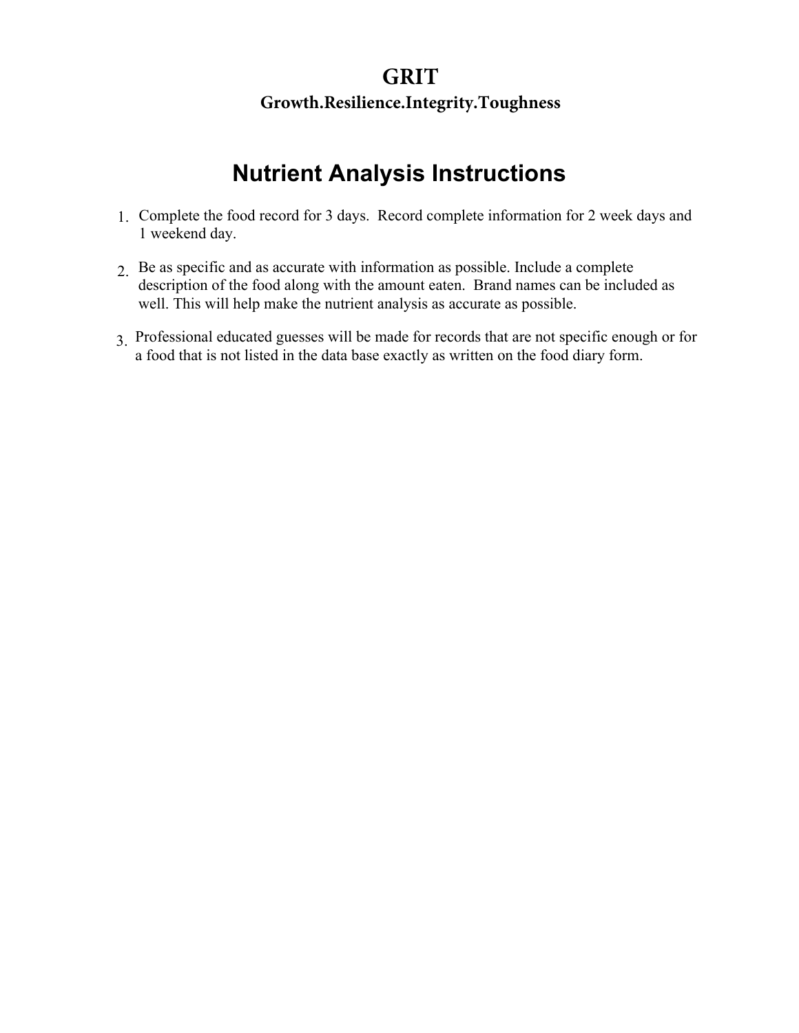# GRIT

## Growth.Resilience.Integrity.Toughness

# Nutrient Analysis Instructions

1. Complete the food record for 3 days. Record complete information for 2 week days and 1 weekend day.
2. Be as specific and as accurate with information as possible. Include a complete description of the food along with the amount eaten. Brand names can be included as well. This will help make the nutrient analysis as accurate as possible.
3. Professional educated guesses will be made for records that are not specific enough or for a food that is not listed in the data base exactly as written on the food diary form.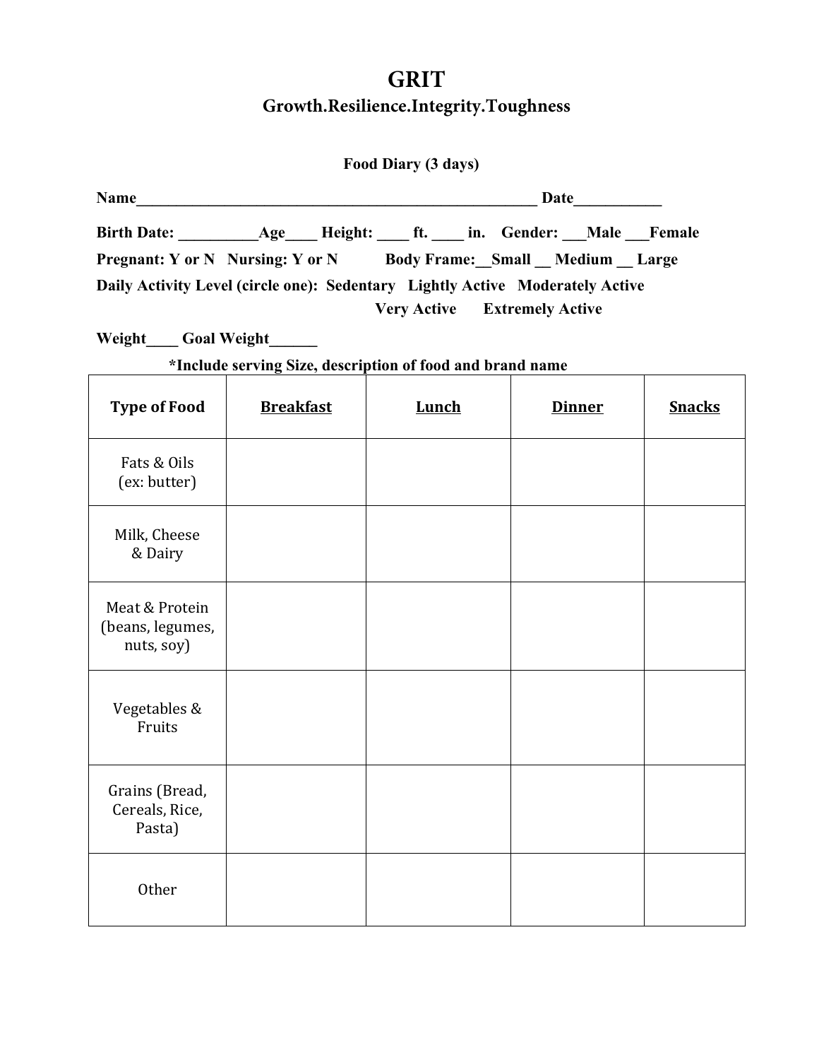# GRIT

## Growth.Resilience.Integrity.Toughness

**Food Diary (3 days)**

**Name_____________________________________________________ Date___________**

**Birth Date: __________Age____ Height: ____ ft. ____ in.  Gender: ___Male ___Female**

**Pregnant: Y or N  Nursing: Y or N  Body Frame:__Small __ Medium __ Large**

**Daily Activity Level (circle one): Sedentary  Lightly Active  Moderately Active  Very Active  Extremely Active**

**Weight____ Goal Weight______**

**\*Include serving Size, description of food and brand name**

| Type of Food | Breakfast | Lunch | Dinner | Snacks |
|---|---|---|---|---|
| Fats & Oils (ex: butter) | | | | |
| Milk, Cheese & Dairy | | | | |
| Meat & Protein (beans, legumes, nuts, soy) | | | | |
| Vegetables & Fruits | | | | |
| Grains (Bread, Cereals, Rice, Pasta) | | | | |
| Other | | | | |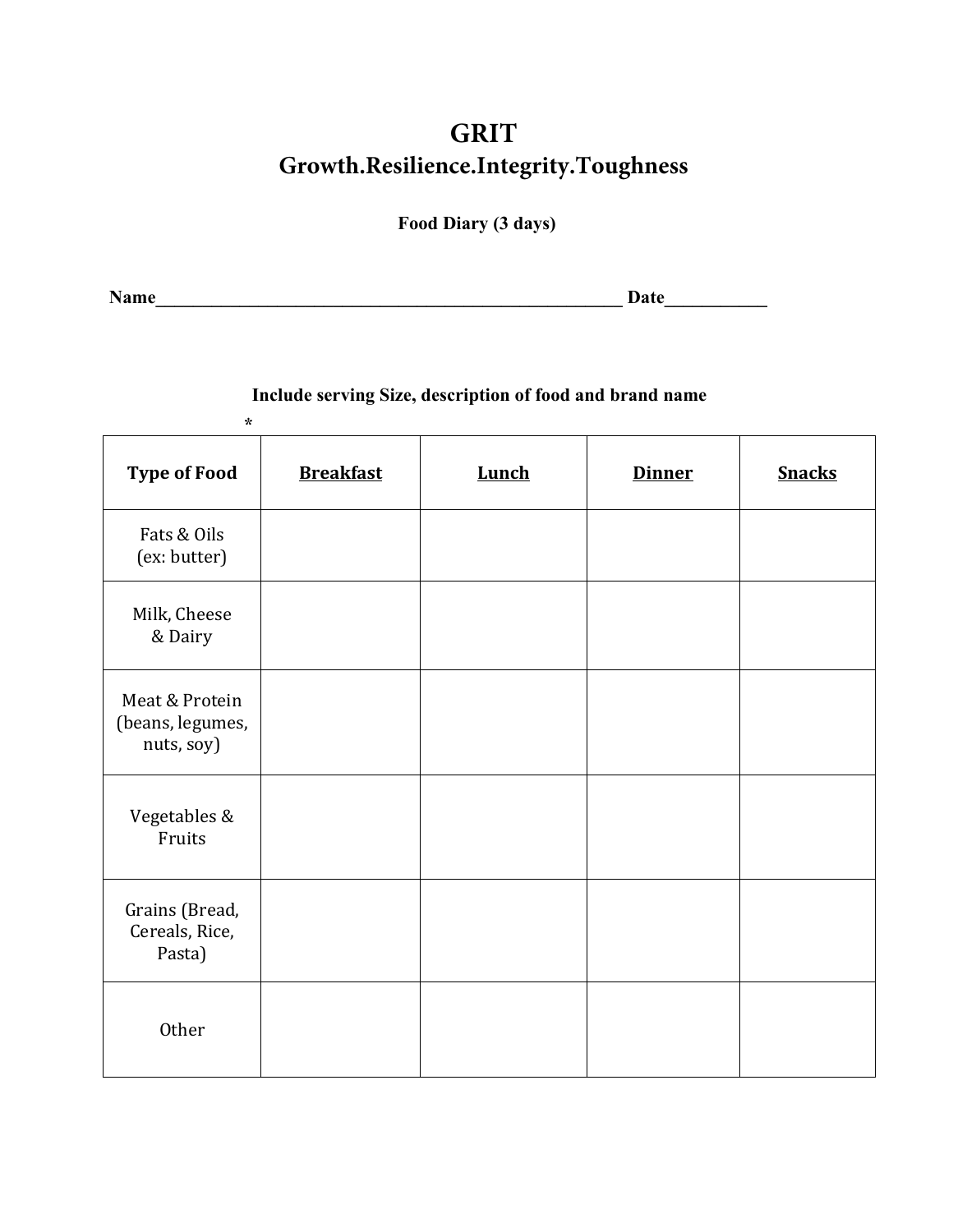# GRIT

## Growth.Resilience.Integrity.Toughness

**Food Diary (3 days)**

**Name\_\_\_\_\_\_\_\_\_\_\_\_\_\_\_\_\_\_\_\_\_\_\_\_\_\_\_\_\_\_\_\_\_\_\_\_\_\_\_\_\_\_\_\_\_\_\_\_\_\_\_\_\_\_ Date\_\_\_\_\_\_\_\_\_\_\_**

**Include serving Size, description of food and brand name**

*

| **Type of Food** | **Breakfast** | **Lunch** | **Dinner** | **Snacks** |
|---|---|---|---|---|
| Fats & Oils (ex: butter) | | | | |
| Milk, Cheese & Dairy | | | | |
| Meat & Protein (beans, legumes, nuts, soy) | | | | |
| Vegetables & Fruits | | | | |
| Grains (Bread, Cereals, Rice, Pasta) | | | | |
| Other | | | | |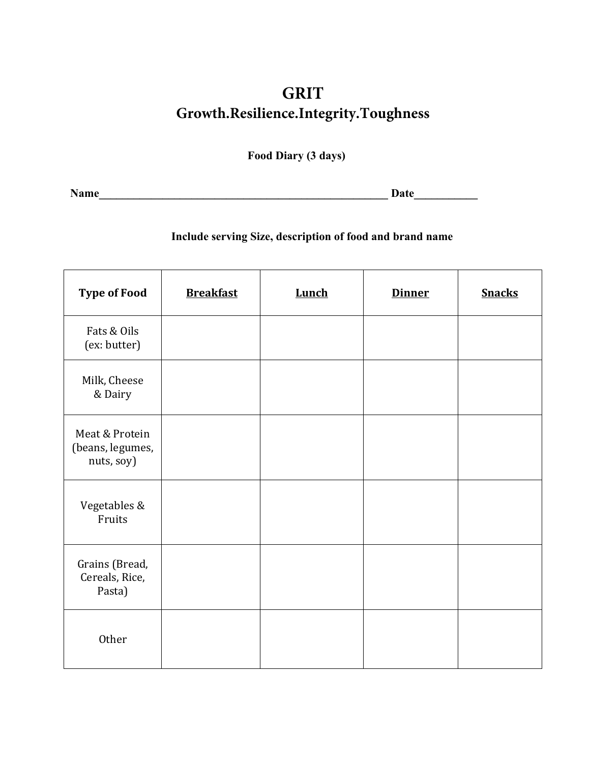# GRIT

## Growth.Resilience.Integrity.Toughness

**Food Diary (3 days)**

**Name**________________________________________________________ **Date**___________

**Include serving Size, description of food and brand name**

| Type of Food | Breakfast | Lunch | Dinner | Snacks |
|---|---|---|---|---|
| Fats & Oils (ex: butter) | | | | |
| Milk, Cheese & Dairy | | | | |
| Meat & Protein (beans, legumes, nuts, soy) | | | | |
| Vegetables & Fruits | | | | |
| Grains (Bread, Cereals, Rice, Pasta) | | | | |
| Other | | | | |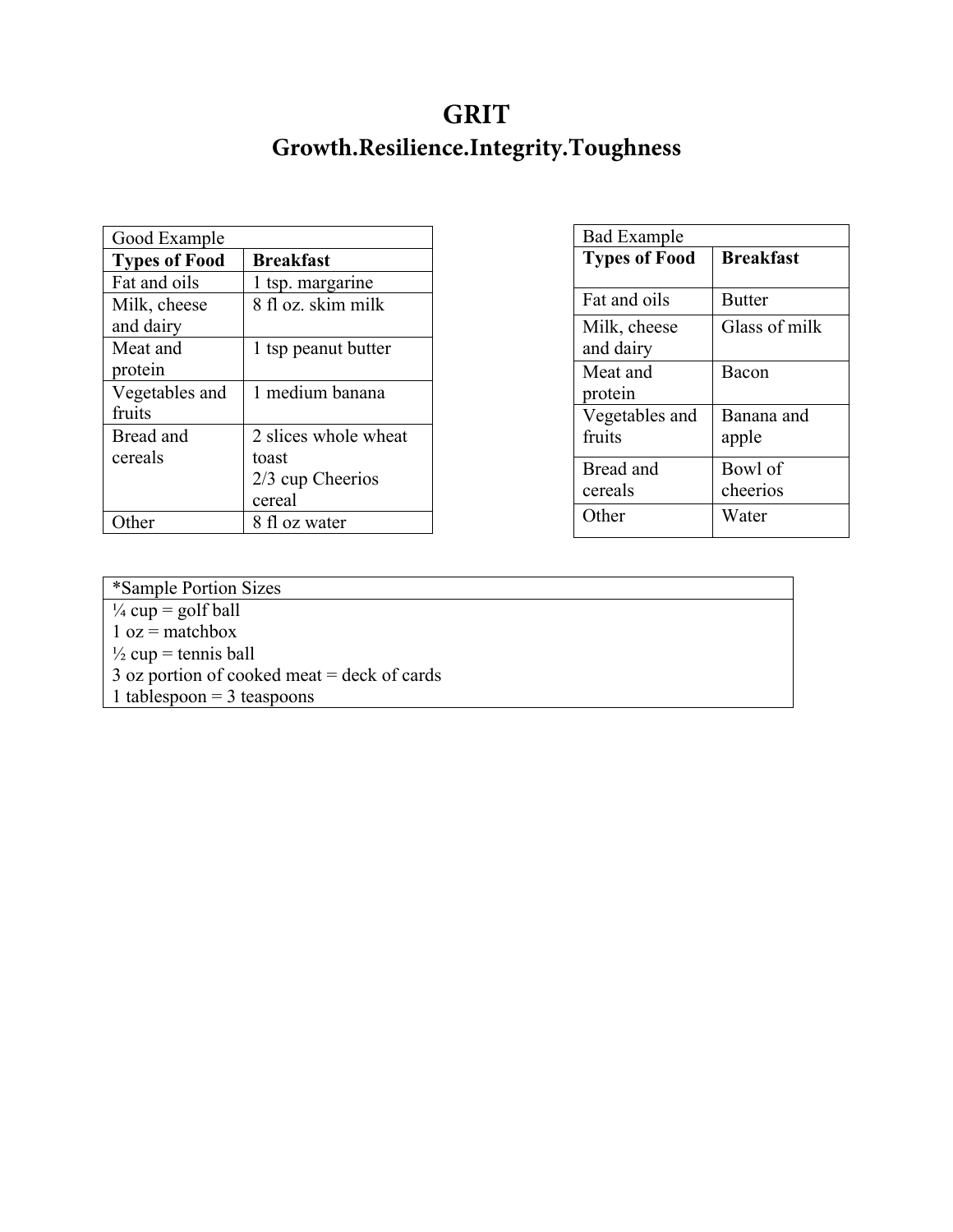# GRIT

## Growth.Resilience.Integrity.Toughness

| Good Example | |
|---|---|
| **Types of Food** | **Breakfast** |
| Fat and oils | 1 tsp. margarine |
| Milk, cheese and dairy | 8 fl oz. skim milk |
| Meat and protein | 1 tsp peanut butter |
| Vegetables and fruits | 1 medium banana |
| Bread and cereals | 2 slices whole wheat toast<br>2/3 cup Cheerios cereal |
| Other | 8 fl oz water |

| Bad Example | |
|---|---|
| **Types of Food** | **Breakfast** |
| Fat and oils | Butter |
| Milk, cheese and dairy | Glass of milk |
| Meat and protein | Bacon |
| Vegetables and fruits | Banana and apple |
| Bread and cereals | Bowl of cheerios |
| Other | Water |

| *Sample Portion Sizes |
|---|
| ¼ cup = golf ball |
| 1 oz = matchbox |
| ½ cup = tennis ball |
| 3 oz portion of cooked meat = deck of cards |
| 1 tablespoon = 3 teaspoons |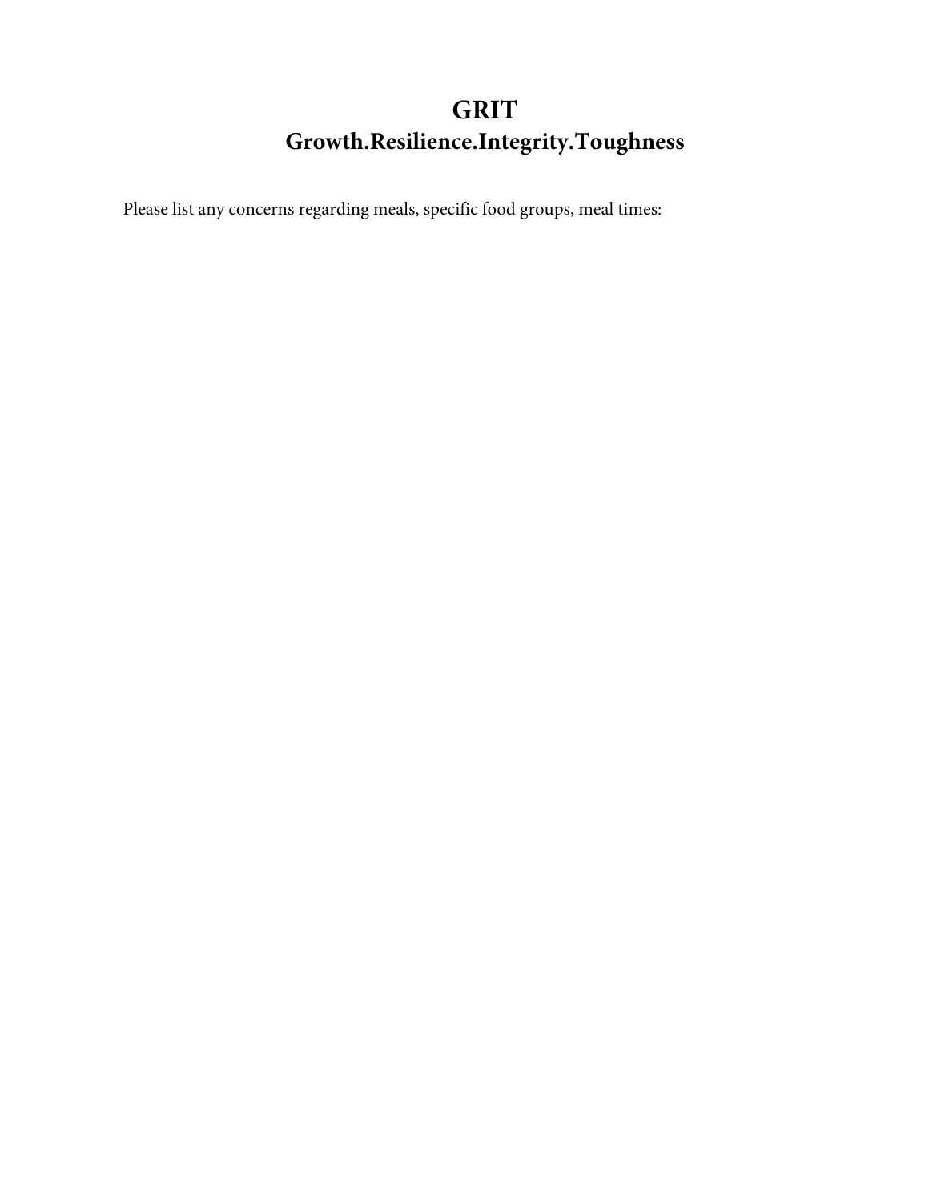# GRIT

## Growth.Resilience.Integrity.Toughness

Please list any concerns regarding meals, specific food groups, meal times: